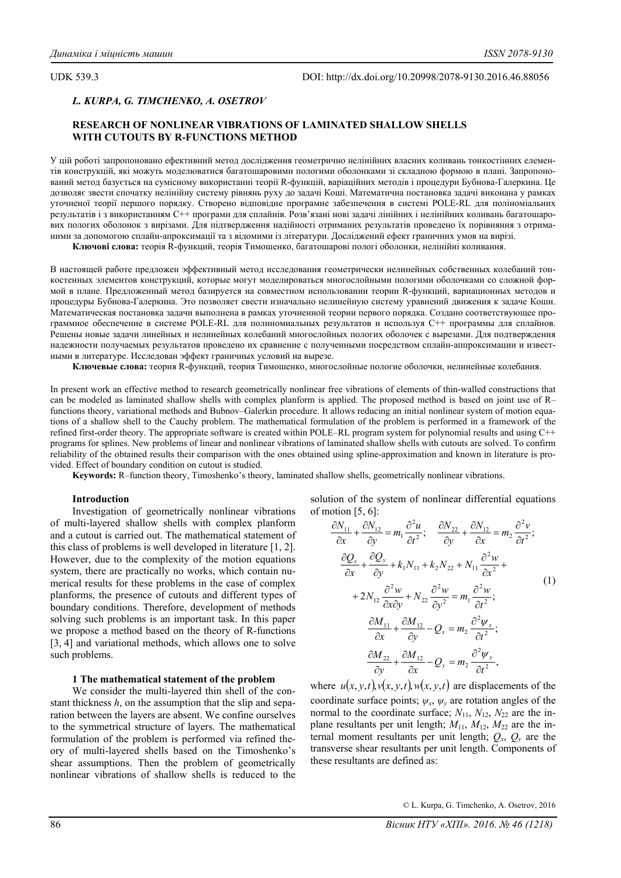UDK 539.3

DOI: http://dx.doi.org/10.20998/2078-9130.2016.46.88056

*L. KURPA, G. TIMCHENKO, A. OSETROV*

## RESEARCH OF NONLINEAR VIBRATIONS OF LAMINATED SHALLOW SHELLS WITH CUTOUTS BY R-FUNCTIONS METHOD

У цій роботі запропоновано ефективний метод дослідження геометрично нелінійних власних коливань тонкостінних елементів конструкцій, які можуть моделюватися багатошаровими пологими оболонками зі складною формою в плані. Запропонований метод базується на сумісному використанні теорії R-функцій, варіаційних методів і процедури Бубнова-Галеркина. Це дозволяє звести спочатку нелінійну систему рівнянь руху до задачі Коші. Математична постановка задачі виконана у рамках уточненої теорії першого порядку. Створено відповідне програмне забезпечення в системі POLE-RL для поліноміальних результатів і з використанням C++ програми для сплайнів. Розв'язані нові задачі лінійних і нелінійних коливань багатошарових пологих оболонок з вирізами. Для підтвердження надійності отриманих результатів проведено їх порівняння з отриманими за допомогою сплайн-апроксимації та з відомими із літератури. Досліджений ефект граничних умов на вирізі.

**Ключові слова:** теорія R-функцій, теорія Тимошенко, багатошарові пологі оболонки, нелінійні коливання.

В настоящей работе предложен эффективный метод исследования геометрически нелинейных собственных колебаний тонкостенных элементов конструкций, которые могут моделироваться многослойными пологими оболочками со сложной формой в плане. Предложенный метод базируется на совместном использовании теории R-функций, вариационных методов и процедуры Бубнова-Галеркина. Это позволяет свести изначально нелинейную систему уравнений движения к задаче Коши. Математическая постановка задачи выполнена в рамках уточненной теории первого порядка. Создано соответствующее программное обеспечение в системе POLE-RL для полиномиальных результатов и используя C++ программы для сплайнов. Решены новые задачи линейных и нелинейных колебаний многослойных пологих оболочек с вырезами. Для подтверждения надежности получаемых результатов проведено их сравнение с полученными посредством сплайн-аппроксимации и известными в литературе. Исследован эффект граничных условий на вырезе.

**Ключевые слова:** теория R-функций, теория Тимошенко, многослойные пологие оболочки, нелинейные колебания.

In present work an effective method to research geometrically nonlinear free vibrations of elements of thin-walled constructions that can be modeled as laminated shallow shells with complex planform is applied. The proposed method is based on joint use of R–functions theory, variational methods and Bubnov–Galerkin procedure. It allows reducing an initial nonlinear system of motion equations of a shallow shell to the Cauchy problem. The mathematical formulation of the problem is performed in a framework of the refined first-order theory. The appropriate software is created within POLE–RL program system for polynomial results and using C++ programs for splines. New problems of linear and nonlinear vibrations of laminated shallow shells with cutouts are solved. To confirm reliability of the obtained results their comparison with the ones obtained using spline-approximation and known in literature is provided. Effect of boundary condition on cutout is studied.

**Keywords:** R–function theory, Timoshenko's theory, laminated shallow shells, geometrically nonlinear vibrations.

### Introduction

Investigation of geometrically nonlinear vibrations of multi-layered shallow shells with complex planform and a cutout is carried out. The mathematical statement of this class of problems is well developed in literature [1, 2]. However, due to the complexity of the motion equations system, there are practically no works, which contain numerical results for these problems in the case of complex planforms, the presence of cutouts and different types of boundary conditions. Therefore, development of methods solving such problems is an important task. In this paper we propose a method based on the theory of R-functions [3, 4] and variational methods, which allows one to solve such problems.

### 1 The mathematical statement of the problem

We consider the multi-layered thin shell of the constant thickness $h$, on the assumption that the slip and separation between the layers are absent. We confine ourselves to the symmetrical structure of layers. The mathematical formulation of the problem is performed via refined theory of multi-layered shells based on the Timoshenko's shear assumptions. Then the problem of geometrically nonlinear vibrations of shallow shells is reduced to the solution of the system of nonlinear differential equations of motion [5, 6]:

$$
\begin{gathered}
\frac{\partial N_{11}}{\partial x} + \frac{\partial N_{12}}{\partial y} = m_1 \frac{\partial^2 u}{\partial t^2}; \quad \frac{\partial N_{22}}{\partial y} + \frac{\partial N_{12}}{\partial x} = m_2 \frac{\partial^2 v}{\partial t^2}; \\
\frac{\partial Q_x}{\partial x} + \frac{\partial Q_y}{\partial y} + k_1 N_{11} + k_2 N_{22} + N_{11} \frac{\partial^2 w}{\partial x^2} + \\
+ 2N_{12} \frac{\partial^2 w}{\partial x \partial y} + N_{22} \frac{\partial^2 w}{\partial y^2} = m_1 \frac{\partial^2 w}{\partial t^2}; \\
\frac{\partial M_{11}}{\partial x} + \frac{\partial M_{12}}{\partial y} - Q_x = m_2 \frac{\partial^2 \psi_x}{\partial t^2}; \\
\frac{\partial M_{22}}{\partial y} + \frac{\partial M_{12}}{\partial x} - Q_y = m_2 \frac{\partial^2 \psi_y}{\partial t^2},
\end{gathered}
\tag{1}
$$

where $u(x,y,t), v(x,y,t), w(x,y,t)$ are displacements of the coordinate surface points; $\psi_x$, $\psi_y$ are rotation angles of the normal to the coordinate surface; $N_{11}$, $N_{12}$, $N_{22}$ are the in-plane resultants per unit length; $M_{11}$, $M_{12}$, $M_{22}$ are the internal moment resultants per unit length; $Q_x$, $Q_y$ are the transverse shear resultants per unit length. Components of these resultants are defined as:

© L. Kurpa, G. Timchenko, A. Osetrov, 2016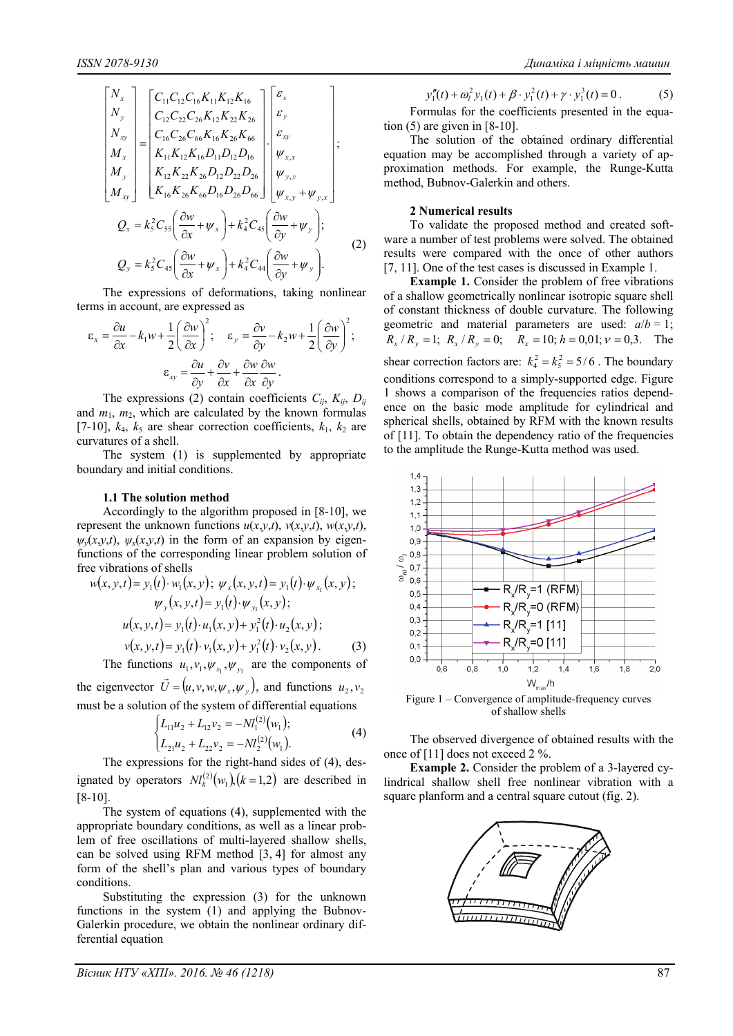$$\begin{bmatrix} N_x \\ N_y \\ N_{xy} \\ M_x \\ M_y \\ M_{xy} \end{bmatrix} = \begin{bmatrix} C_{11}C_{12}C_{16}K_{11}K_{12}K_{16} \\ C_{12}C_{22}C_{26}K_{12}K_{22}K_{26} \\ C_{16}C_{26}C_{66}K_{16}K_{26}K_{66} \\ K_{11}K_{12}K_{16}D_{11}D_{12}D_{16} \\ K_{12}K_{22}K_{26}D_{12}D_{22}D_{26} \\ K_{16}K_{26}K_{66}D_{16}D_{26}D_{66} \end{bmatrix} \cdot \begin{bmatrix} \varepsilon_x \\ \varepsilon_y \\ \varepsilon_{xy} \\ \psi_{x,x} \\ \psi_{y,y} \\ \psi_{x,y} + \psi_{y,x} \end{bmatrix};$$

$$Q_x = k_5^2 C_{55}\left(\frac{\partial w}{\partial x} + \psi_x\right) + k_4^2 C_{45}\left(\frac{\partial w}{\partial y} + \psi_y\right);$$
$$Q_y = k_5^2 C_{45}\left(\frac{\partial w}{\partial x} + \psi_x\right) + k_4^2 C_{44}\left(\frac{\partial w}{\partial y} + \psi_y\right). \quad (2)$$

The expressions of deformations, taking nonlinear terms in account, are expressed as

$$\varepsilon_x = \frac{\partial u}{\partial x} - k_1 w + \frac{1}{2}\left(\frac{\partial w}{\partial x}\right)^2; \quad \varepsilon_y = \frac{\partial v}{\partial y} - k_2 w + \frac{1}{2}\left(\frac{\partial w}{\partial y}\right)^2;$$
$$\varepsilon_{xy} = \frac{\partial u}{\partial y} + \frac{\partial v}{\partial x} + \frac{\partial w}{\partial x}\frac{\partial w}{\partial y}.$$

The expressions (2) contain coefficients $C_{ij}$, $K_{ij}$, $D_{ij}$ and $m_1$, $m_2$, which are calculated by the known formulas [7-10], $k_4$, $k_5$ are shear correction coefficients, $k_1$, $k_2$ are curvatures of a shell.

The system (1) is supplemented by appropriate boundary and initial conditions.

### 1.1 The solution method

Accordingly to the algorithm proposed in [8-10], we represent the unknown functions $u(x,y,t)$, $v(x,y,t)$, $w(x,y,t)$, $\psi_y(x,y,t)$, $\psi_x(x,y,t)$ in the form of an expansion by eigenfunctions of the corresponding linear problem solution of free vibrations of shells

$$w(x,y,t) = y_1(t)\cdot w_1(x,y); \; \psi_x(x,y,t) = y_1(t)\cdot \psi_{x_1}(x,y);$$
$$\psi_y(x,y,t) = y_1(t)\cdot \psi_{y_1}(x,y);$$
$$u(x,y,t) = y_1(t)\cdot u_1(x,y) + y_1^2(t)\cdot u_2(x,y);$$
$$v(x,y,t) = y_1(t)\cdot v_1(x,y) + y_1^2(t)\cdot v_2(x,y). \quad (3)$$

The functions $u_1, v_1, \psi_{x_1}, \psi_{y_1}$ are the components of the eigenvector $\vec{U} = (u, v, w, \psi_x, \psi_y)$, and functions $u_2, v_2$ must be a solution of the system of differential equations

$$\begin{cases} L_{11}u_2 + L_{12}v_2 = -Nl_1^{(2)}(w_1); \\ L_{21}u_2 + L_{22}v_2 = -Nl_2^{(2)}(w_1). \end{cases} \quad (4)$$

The expressions for the right-hand sides of (4), designated by operators $Nl_k^{(2)}(w_1), (k=1,2)$ are described in [8-10].

The system of equations (4), supplemented with the appropriate boundary conditions, as well as a linear problem of free oscillations of multi-layered shallow shells, can be solved using RFM method [3, 4] for almost any form of the shell's plan and various types of boundary conditions.

Substituting the expression (3) for the unknown functions in the system (1) and applying the Bubnov-Galerkin procedure, we obtain the nonlinear ordinary differential equation

$$y_1''(t) + \omega_l^2 y_1(t) + \beta \cdot y_1^2(t) + \gamma \cdot y_1^3(t) = 0. \quad (5)$$

Formulas for the coefficients presented in the equation (5) are given in [8-10].

The solution of the obtained ordinary differential equation may be accomplished through a variety of approximation methods. For example, the Runge-Kutta method, Bubnov-Galerkin and others.

## 2 Numerical results

To validate the proposed method and created software a number of test problems were solved. The obtained results were compared with the once of other authors [7, 11]. One of the test cases is discussed in Example 1.

**Example 1.** Consider the problem of free vibrations of a shallow geometrically nonlinear isotropic square shell of constant thickness of double curvature. The following geometric and material parameters are used: $a/b = 1$; $R_x/R_y = 1$; $R_x/R_y = 0$; $R_x = 10$; $h = 0{,}01$; $\nu = 0{,}3$. The shear correction factors are: $k_4^2 = k_5^2 = 5/6$. The boundary conditions correspond to a simply-supported edge. Figure 1 shows a comparison of the frequencies ratios dependence on the basic mode amplitude for cylindrical and spherical shells, obtained by RFM with the known results of [11]. To obtain the dependency ratio of the frequencies to the amplitude the Runge-Kutta method was used.

Figure 1 – Convergence of amplitude-frequency curves of shallow shells

The observed divergence of obtained results with the once of [11] does not exceed 2 %.

**Example 2.** Consider the problem of a 3-layered cylindrical shallow shell free nonlinear vibration with a square planform and a central square cutout (fig. 2).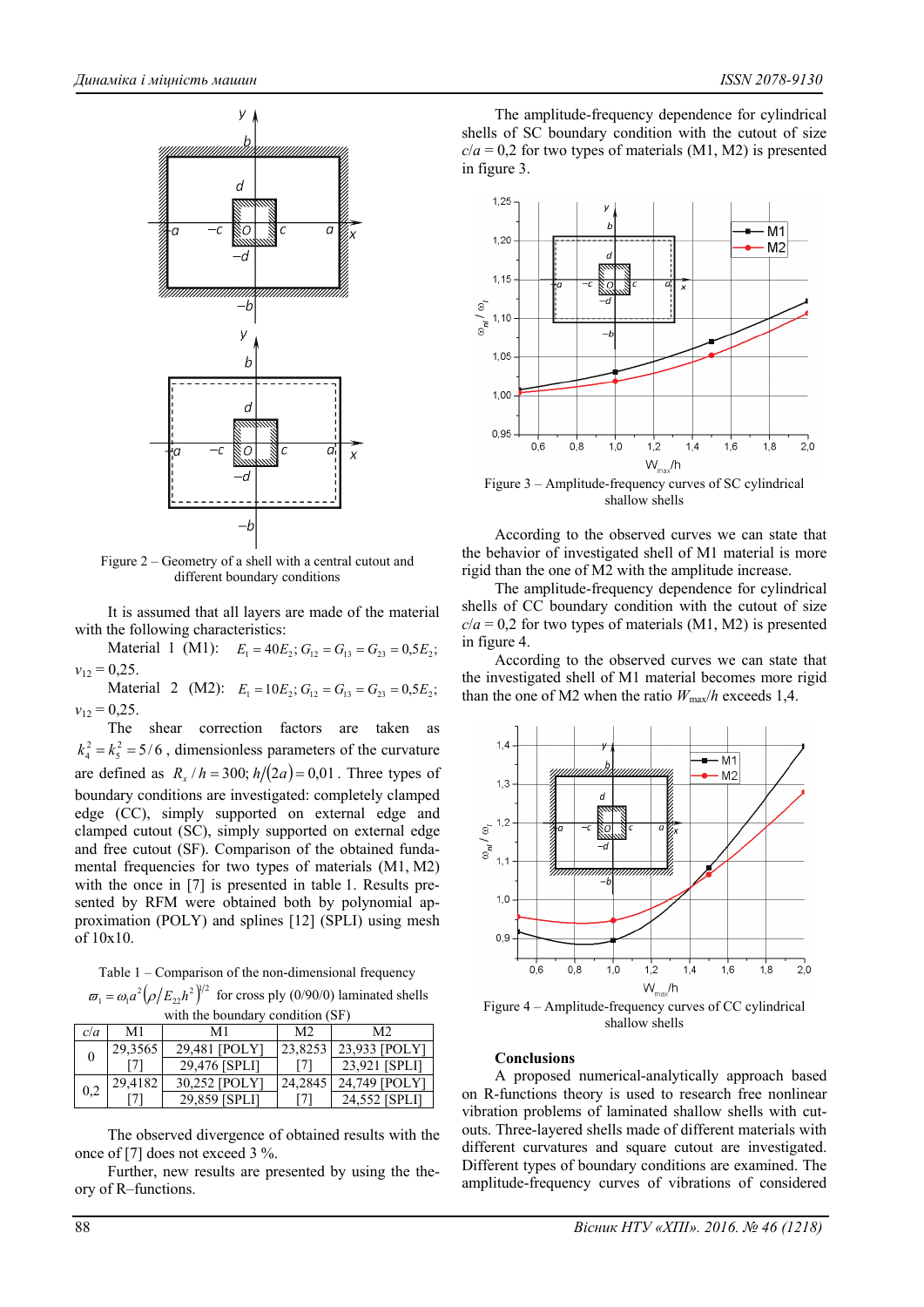Figure 2 – Geometry of a shell with a central cutout and different boundary conditions

It is assumed that all layers are made of the material with the following characteristics:

Material 1 (M1): $E_1 = 40E_2; G_{12} = G_{13} = G_{23} = 0{,}5E_2$; $\nu_{12} = 0{,}25$.

Material 2 (M2): $E_1 = 10E_2; G_{12} = G_{13} = G_{23} = 0{,}5E_2$; $\nu_{12} = 0{,}25$.

The shear correction factors are taken as $k_4^2 = k_5^2 = 5/6$, dimensionless parameters of the curvature are defined as $R_x / h = 300; h/(2a) = 0{,}01$. Three types of boundary conditions are investigated: completely clamped edge (CC), simply supported on external edge and clamped cutout (SC), simply supported on external edge and free cutout (SF). Comparison of the obtained fundamental frequencies for two types of materials (M1, M2) with the once in [7] is presented in table 1. Results presented by RFM were obtained both by polynomial approximation (POLY) and splines [12] (SPLI) using mesh of 10x10.

Table 1 – Comparison of the non-dimensional frequency $\varpi_1 = \omega_1 a^2 \left(\rho / E_{22} h^2\right)^{1/2}$ for cross ply (0/90/0) laminated shells with the boundary condition (SF)

| $c/a$ | M1 | M1 | M2 | M2 |
|---|---|---|---|---|
| 0 | 29,3565 [7] | 29,481 [POLY] 29,476 [SPLI] | 23,8253 [7] | 23,933 [POLY] 23,921 [SPLI] |
| 0,2 | 29,4182 [7] | 30,252 [POLY] 29,859 [SPLI] | 24,2845 [7] | 24,749 [POLY] 24,552 [SPLI] |

The observed divergence of obtained results with the once of [7] does not exceed 3 %.

Further, new results are presented by using the theory of R–functions.

The amplitude-frequency dependence for cylindrical shells of SC boundary condition with the cutout of size $c/a = 0{,}2$ for two types of materials (M1, M2) is presented in figure 3.

Figure 3 – Amplitude-frequency curves of SC cylindrical shallow shells

According to the observed curves we can state that the behavior of investigated shell of M1 material is more rigid than the one of M2 with the amplitude increase.

The amplitude-frequency dependence for cylindrical shells of CC boundary condition with the cutout of size $c/a = 0{,}2$ for two types of materials (M1, M2) is presented in figure 4.

According to the observed curves we can state that the investigated shell of M1 material becomes more rigid than the one of M2 when the ratio $W_{max}/h$ exceeds 1,4.

Figure 4 – Amplitude-frequency curves of CC cylindrical shallow shells

## Conclusions

A proposed numerical-analytically approach based on R-functions theory is used to research free nonlinear vibration problems of laminated shallow shells with cutouts. Three-layered shells made of different materials with different curvatures and square cutout are investigated. Different types of boundary conditions are examined. The amplitude-frequency curves of vibrations of considered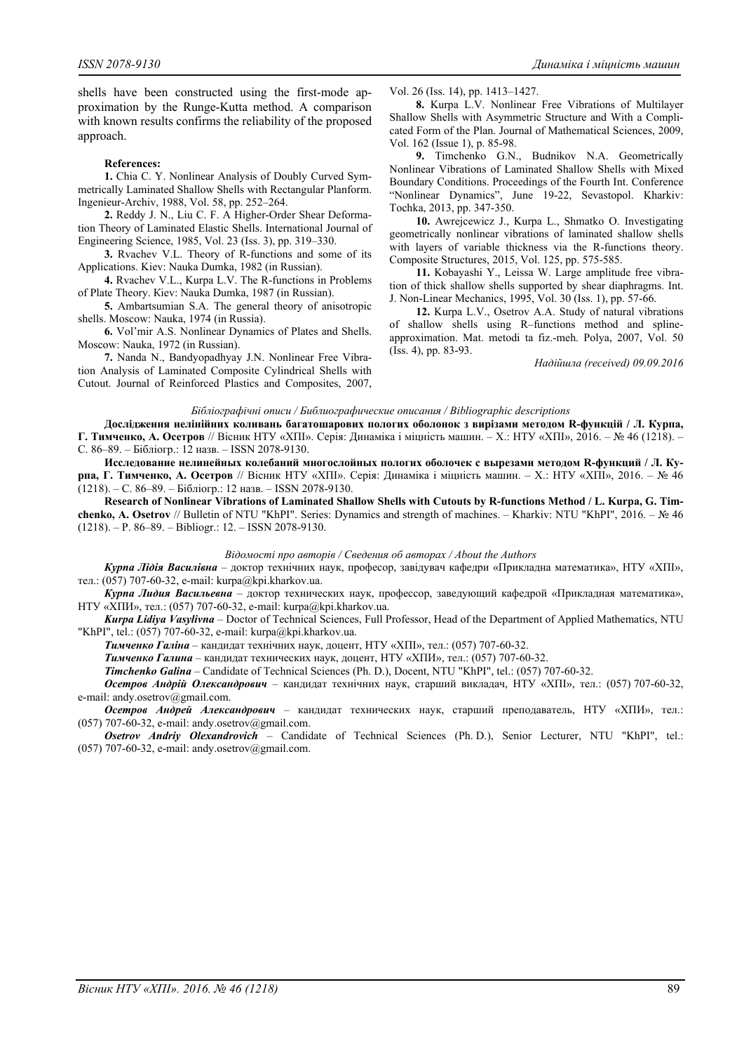shells have been constructed using the first-mode approximation by the Runge-Kutta method. A comparison with known results confirms the reliability of the proposed approach.

**References:**

**1.** Chia C. Y. Nonlinear Analysis of Doubly Curved Symmetrically Laminated Shallow Shells with Rectangular Planform. Ingenieur-Archiv, 1988, Vol. 58, pp. 252–264.

**2.** Reddy J. N., Liu C. F. A Higher-Order Shear Deformation Theory of Laminated Elastic Shells. International Journal of Engineering Science, 1985, Vol. 23 (Iss. 3), pp. 319–330.

**3.** Rvachev V.L. Theory of R-functions and some of its Applications. Kiev: Nauka Dumka, 1982 (in Russian).

**4.** Rvachev V.L., Kurpa L.V. The R-functions in Problems of Plate Theory. Kiev: Nauka Dumka, 1987 (in Russian).

**5.** Ambartsumian S.A. The general theory of anisotropic shells. Moscow: Nauka, 1974 (in Russian).

**6.** Vol'mir A.S. Nonlinear Dynamics of Plates and Shells. Moscow: Nauka, 1972 (in Russian).

**7.** Nanda N., Bandyopadhyay J.N. Nonlinear Free Vibration Analysis of Laminated Composite Cylindrical Shells with Cutout. Journal of Reinforced Plastics and Composites, 2007, Vol. 26 (Iss. 14), pp. 1413–1427.

**8.** Kurpa L.V. Nonlinear Free Vibrations of Multilayer Shallow Shells with Asymmetric Structure and With a Complicated Form of the Plan. Journal of Mathematical Sciences, 2009, Vol. 162 (Issue 1), p. 85-98.

**9.** Timchenko G.N., Budnikov N.A. Geometrically Nonlinear Vibrations of Laminated Shallow Shells with Mixed Boundary Conditions. Proceedings of the Fourth Int. Conference "Nonlinear Dynamics", June 19-22, Sevastopol. Kharkiv: Tochka, 2013, pp. 347-350.

**10.** Awrejcewicz J., Kurpa L., Shmatko O. Investigating geometrically nonlinear vibrations of laminated shallow shells with layers of variable thickness via the R-functions theory. Composite Structures, 2015, Vol. 125, pp. 575-585.

**11.** Kobayashi Y., Leissa W. Large amplitude free vibration of thick shallow shells supported by shear diaphragms. Int. J. Non-Linear Mechanics, 1995, Vol. 30 (Iss. 1), pp. 57-66.

**12.** Kurpa L.V., Osetrov A.A. Study of natural vibrations of shallow shells using R–functions method and spline-approximation. Mat. metodi ta fiz.-meh. Polya, 2007, Vol. 50 (Iss. 4), pp. 83-93.

*Надійшла (received) 09.09.2016*

*Бібліографічні описи / Библиографические описания / Bibliographic descriptions*

**Дослідження нелінійних коливань багатошарових пологих оболонок з вирізами методом R-функцій / Л. Курпа, Г. Тимченко, А. Осетров** // Вісник НТУ «ХПІ». Серія: Динаміка і міцність машин. – Х.: НТУ «ХПІ», 2016. – № 46 (1218). – С. 86–89. – Бібліогр.: 12 назв. – ISSN 2078-9130.

**Исследование нелинейных колебаний многослойных пологих оболочек с вырезами методом R-функций / Л. Курпа, Г. Тимченко, А. Осетров** // Вісник НТУ «ХПІ». Серія: Динаміка і міцність машин. – Х.: НТУ «ХПІ», 2016. – № 46 (1218). – С. 86–89. – Бібліогр.: 12 назв. – ISSN 2078-9130.

**Research of Nonlinear Vibrations of Laminated Shallow Shells with Cutouts by R-functions Method / L. Kurpa, G. Timchenko, A. Osetrov** // Bulletin of NTU "KhPI". Series: Dynamics and strength of machines. – Kharkiv: NTU "KhPI", 2016. – № 46 (1218). – P. 86–89. – Bibliogr.: 12. – ISSN 2078-9130.

*Відомості про авторів / Сведения об авторах / About the Authors*

***Курпа Лідія Василівна*** – доктор технічних наук, професор, завідувач кафедри «Прикладна математика», НТУ «ХПІ», тел.: (057) 707-60-32, e-mail: kurpa@kpi.kharkov.ua.

***Курпа Лидия Васильевна*** – доктор технических наук, профессор, заведующий кафедрой «Прикладная математика», НТУ «ХПИ», тел.: (057) 707-60-32, e-mail: kurpa@kpi.kharkov.ua.

***Kurpa Lidiya Vasylivna*** – Doctor of Technical Sciences, Full Professor, Head of the Department of Applied Mathematics, NTU "KhPI", tel.: (057) 707-60-32, e-mail: kurpa@kpi.kharkov.ua.

***Тимченко Галіна*** – кандидат технічних наук, доцент, НТУ «ХПІ», тел.: (057) 707-60-32.

***Тимченко Галина*** – кандидат технических наук, доцент, НТУ «ХПИ», тел.: (057) 707-60-32.

***Timchenko Galina*** – Candidate of Technical Sciences (Ph. D.), Docent, NTU "KhPI", tel.: (057) 707-60-32.

***Осетров Андрій Олександрович*** – кандидат технічних наук, старший викладач, НТУ «ХПІ», тел.: (057) 707-60-32, e-mail: andy.osetrov@gmail.com.

***Осетров Андрей Александрович*** – кандидат технических наук, старший преподаватель, НТУ «ХПИ», тел.: (057) 707-60-32, e-mail: andy.osetrov@gmail.com.

***Osetrov Andriy Olexandrovich*** – Candidate of Technical Sciences (Ph. D.), Senior Lecturer, NTU "KhPI", tel.: (057) 707-60-32, e-mail: andy.osetrov@gmail.com.